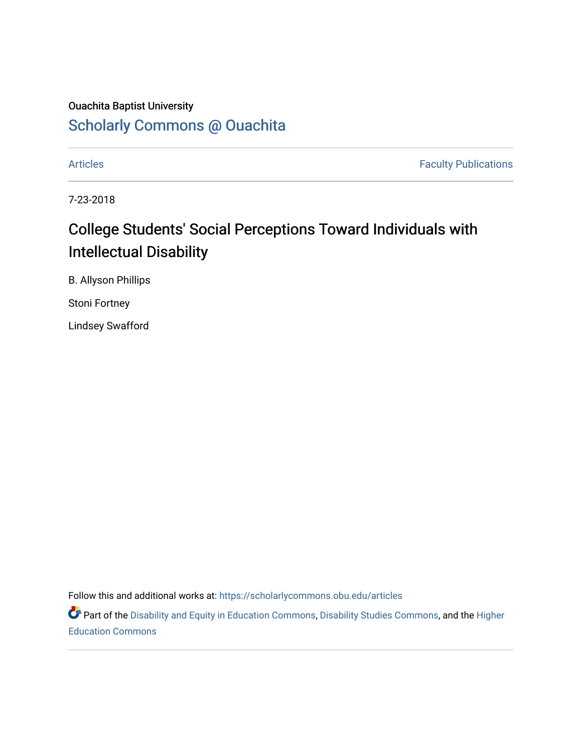Ouachita Baptist University

# Scholarly Commons @ Ouachita

Articles | Faculty Publications

7-23-2018

## College Students' Social Perceptions Toward Individuals with Intellectual Disability

B. Allyson Phillips

Stoni Fortney

Lindsey Swafford

Follow this and additional works at: https://scholarlycommons.obu.edu/articles

Part of the Disability and Equity in Education Commons, Disability Studies Commons, and the Higher Education Commons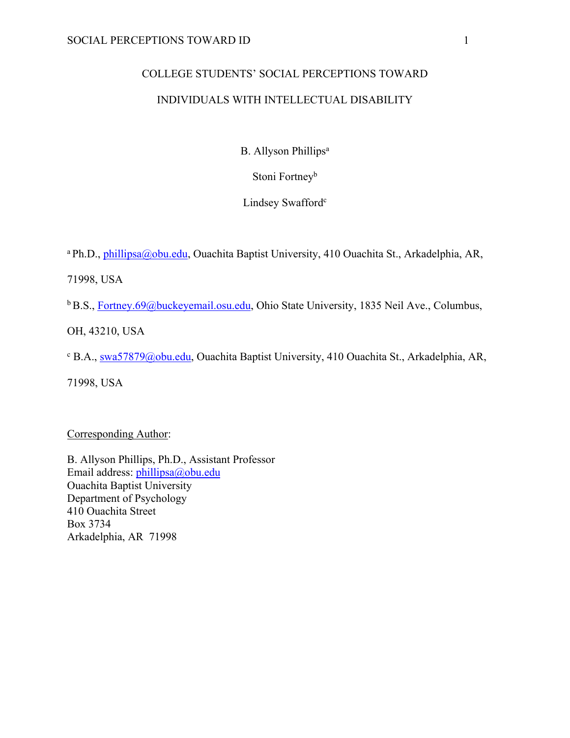# COLLEGE STUDENTS' SOCIAL PERCEPTIONS TOWARD INDIVIDUALS WITH INTELLECTUAL DISABILITY

B. Allyson Phillips[a]

Stoni Fortney[b]

Lindsey Swafford[c]

[a] Ph.D., phillipsa@obu.edu, Ouachita Baptist University, 410 Ouachita St., Arkadelphia, AR, 71998, USA

[b] B.S., Fortney.69@buckeyemail.osu.edu, Ohio State University, 1835 Neil Ave., Columbus, OH, 43210, USA

[c] B.A., swa57879@obu.edu, Ouachita Baptist University, 410 Ouachita St., Arkadelphia, AR, 71998, USA

Corresponding Author:

B. Allyson Phillips, Ph.D., Assistant Professor
Email address: phillipsa@obu.edu
Ouachita Baptist University
Department of Psychology
410 Ouachita Street
Box 3734
Arkadelphia, AR 71998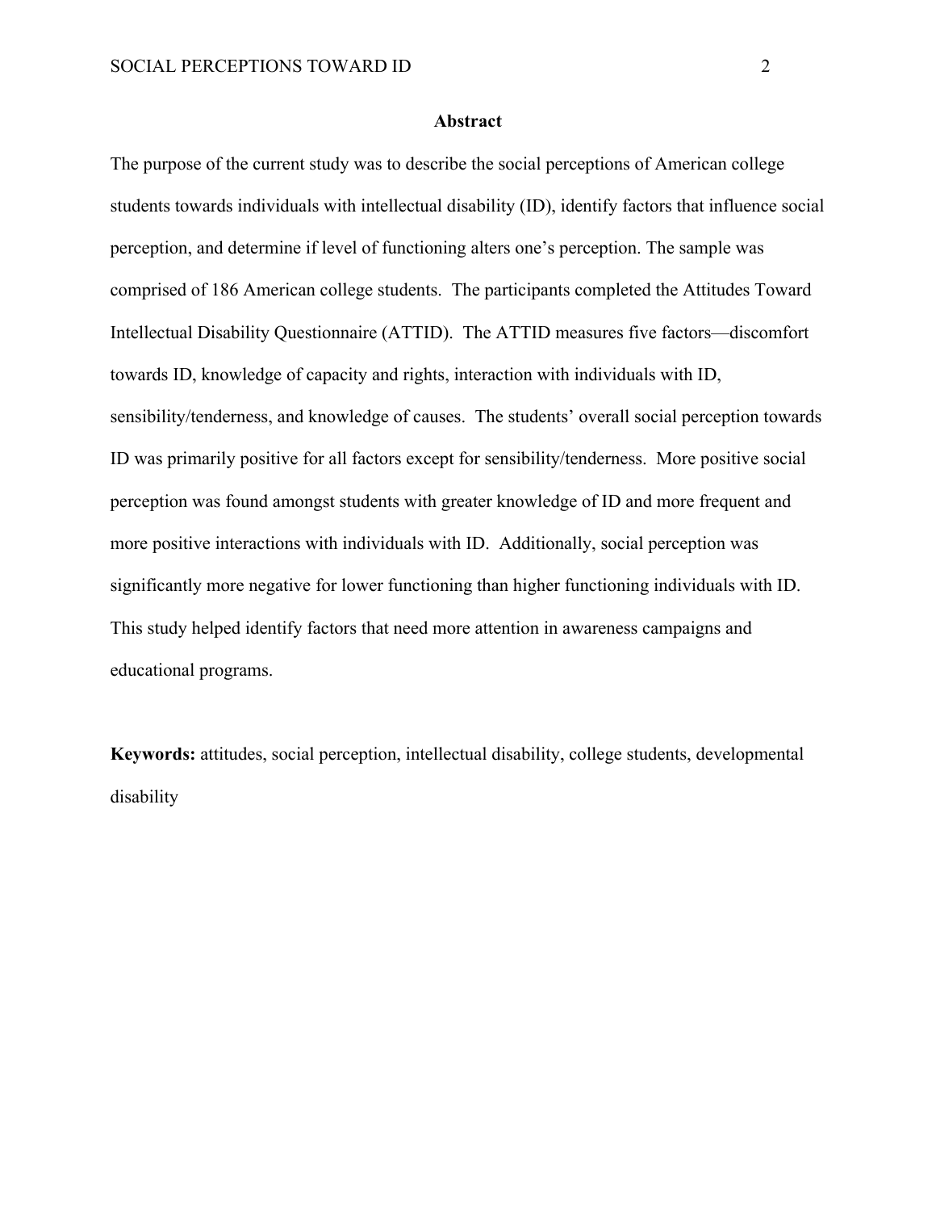## Abstract

The purpose of the current study was to describe the social perceptions of American college students towards individuals with intellectual disability (ID), identify factors that influence social perception, and determine if level of functioning alters one's perception. The sample was comprised of 186 American college students. The participants completed the Attitudes Toward Intellectual Disability Questionnaire (ATTID). The ATTID measures five factors—discomfort towards ID, knowledge of capacity and rights, interaction with individuals with ID, sensibility/tenderness, and knowledge of causes. The students' overall social perception towards ID was primarily positive for all factors except for sensibility/tenderness. More positive social perception was found amongst students with greater knowledge of ID and more frequent and more positive interactions with individuals with ID. Additionally, social perception was significantly more negative for lower functioning than higher functioning individuals with ID. This study helped identify factors that need more attention in awareness campaigns and educational programs.

**Keywords:** attitudes, social perception, intellectual disability, college students, developmental disability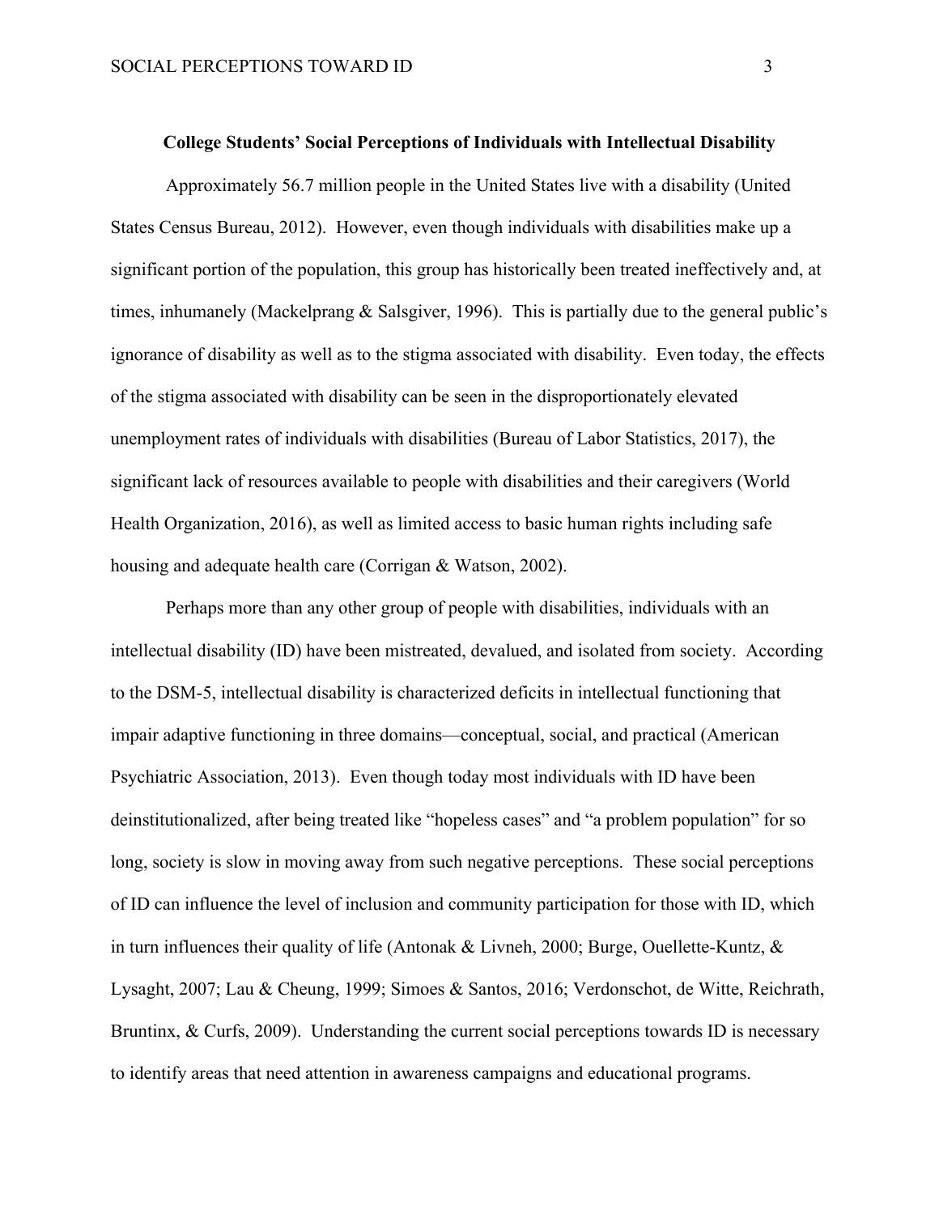## College Students' Social Perceptions of Individuals with Intellectual Disability

Approximately 56.7 million people in the United States live with a disability (United States Census Bureau, 2012). However, even though individuals with disabilities make up a significant portion of the population, this group has historically been treated ineffectively and, at times, inhumanely (Mackelprang & Salsgiver, 1996). This is partially due to the general public's ignorance of disability as well as to the stigma associated with disability. Even today, the effects of the stigma associated with disability can be seen in the disproportionately elevated unemployment rates of individuals with disabilities (Bureau of Labor Statistics, 2017), the significant lack of resources available to people with disabilities and their caregivers (World Health Organization, 2016), as well as limited access to basic human rights including safe housing and adequate health care (Corrigan & Watson, 2002).

Perhaps more than any other group of people with disabilities, individuals with an intellectual disability (ID) have been mistreated, devalued, and isolated from society. According to the DSM-5, intellectual disability is characterized deficits in intellectual functioning that impair adaptive functioning in three domains—conceptual, social, and practical (American Psychiatric Association, 2013). Even though today most individuals with ID have been deinstitutionalized, after being treated like "hopeless cases" and "a problem population" for so long, society is slow in moving away from such negative perceptions. These social perceptions of ID can influence the level of inclusion and community participation for those with ID, which in turn influences their quality of life (Antonak & Livneh, 2000; Burge, Ouellette-Kuntz, & Lysaght, 2007; Lau & Cheung, 1999; Simoes & Santos, 2016; Verdonschot, de Witte, Reichrath, Bruntinx, & Curfs, 2009). Understanding the current social perceptions towards ID is necessary to identify areas that need attention in awareness campaigns and educational programs.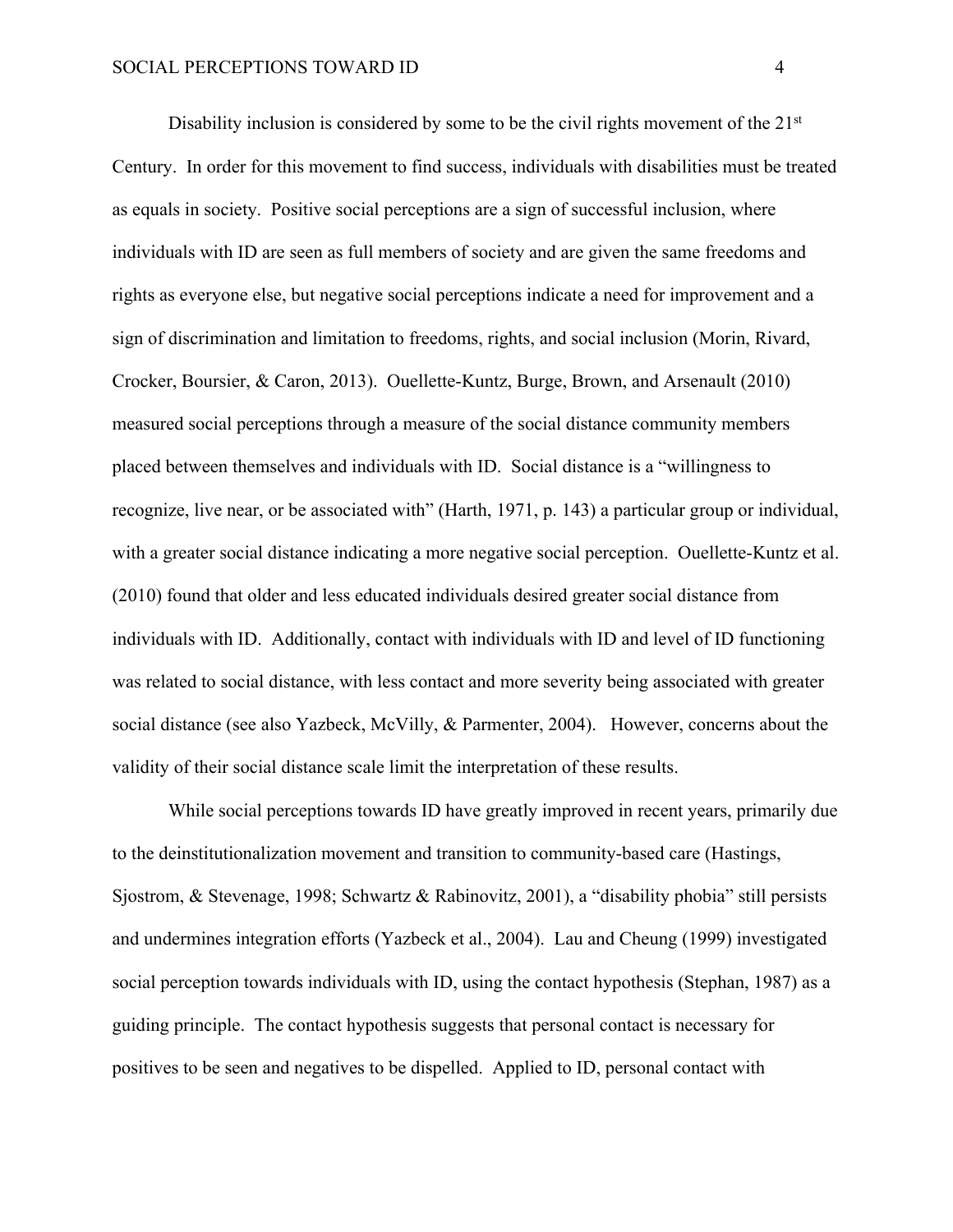Disability inclusion is considered by some to be the civil rights movement of the 21st Century. In order for this movement to find success, individuals with disabilities must be treated as equals in society. Positive social perceptions are a sign of successful inclusion, where individuals with ID are seen as full members of society and are given the same freedoms and rights as everyone else, but negative social perceptions indicate a need for improvement and a sign of discrimination and limitation to freedoms, rights, and social inclusion (Morin, Rivard, Crocker, Boursier, & Caron, 2013). Ouellette-Kuntz, Burge, Brown, and Arsenault (2010) measured social perceptions through a measure of the social distance community members placed between themselves and individuals with ID. Social distance is a "willingness to recognize, live near, or be associated with" (Harth, 1971, p. 143) a particular group or individual, with a greater social distance indicating a more negative social perception. Ouellette-Kuntz et al. (2010) found that older and less educated individuals desired greater social distance from individuals with ID. Additionally, contact with individuals with ID and level of ID functioning was related to social distance, with less contact and more severity being associated with greater social distance (see also Yazbeck, McVilly, & Parmenter, 2004). However, concerns about the validity of their social distance scale limit the interpretation of these results.

While social perceptions towards ID have greatly improved in recent years, primarily due to the deinstitutionalization movement and transition to community-based care (Hastings, Sjostrom, & Stevenage, 1998; Schwartz & Rabinovitz, 2001), a "disability phobia" still persists and undermines integration efforts (Yazbeck et al., 2004). Lau and Cheung (1999) investigated social perception towards individuals with ID, using the contact hypothesis (Stephan, 1987) as a guiding principle. The contact hypothesis suggests that personal contact is necessary for positives to be seen and negatives to be dispelled. Applied to ID, personal contact with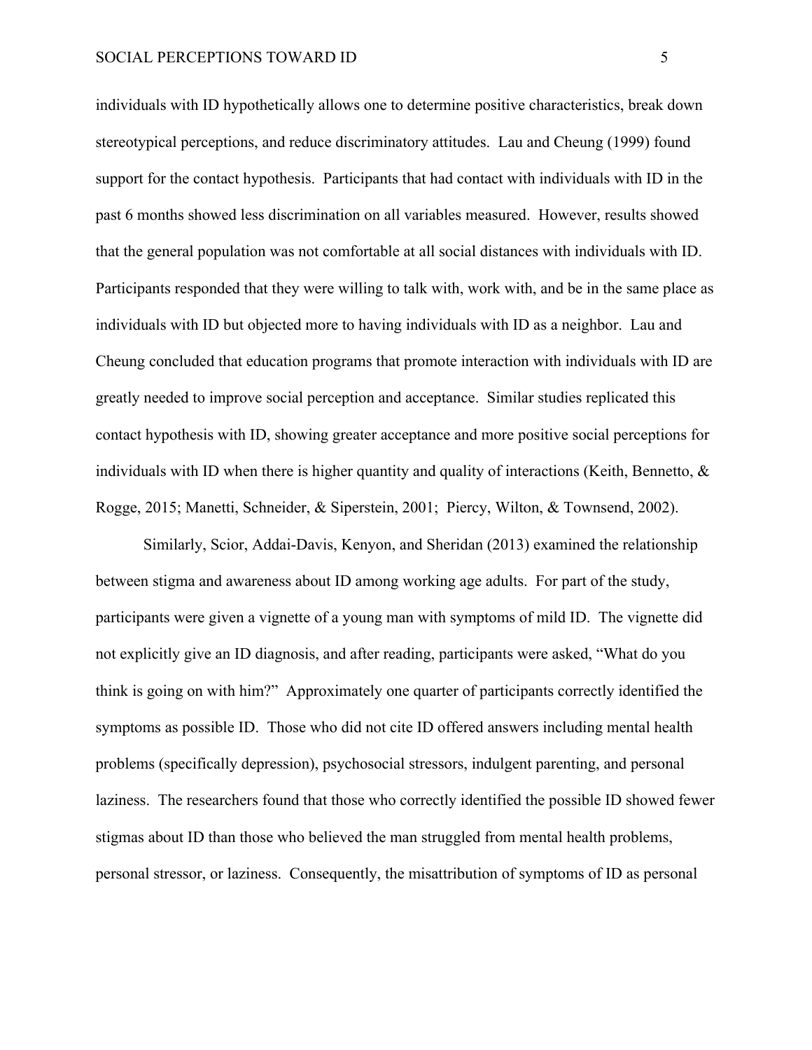individuals with ID hypothetically allows one to determine positive characteristics, break down stereotypical perceptions, and reduce discriminatory attitudes. Lau and Cheung (1999) found support for the contact hypothesis. Participants that had contact with individuals with ID in the past 6 months showed less discrimination on all variables measured. However, results showed that the general population was not comfortable at all social distances with individuals with ID. Participants responded that they were willing to talk with, work with, and be in the same place as individuals with ID but objected more to having individuals with ID as a neighbor. Lau and Cheung concluded that education programs that promote interaction with individuals with ID are greatly needed to improve social perception and acceptance. Similar studies replicated this contact hypothesis with ID, showing greater acceptance and more positive social perceptions for individuals with ID when there is higher quantity and quality of interactions (Keith, Bennetto, & Rogge, 2015; Manetti, Schneider, & Siperstein, 2001; Piercy, Wilton, & Townsend, 2002).

Similarly, Scior, Addai-Davis, Kenyon, and Sheridan (2013) examined the relationship between stigma and awareness about ID among working age adults. For part of the study, participants were given a vignette of a young man with symptoms of mild ID. The vignette did not explicitly give an ID diagnosis, and after reading, participants were asked, "What do you think is going on with him?" Approximately one quarter of participants correctly identified the symptoms as possible ID. Those who did not cite ID offered answers including mental health problems (specifically depression), psychosocial stressors, indulgent parenting, and personal laziness. The researchers found that those who correctly identified the possible ID showed fewer stigmas about ID than those who believed the man struggled from mental health problems, personal stressor, or laziness. Consequently, the misattribution of symptoms of ID as personal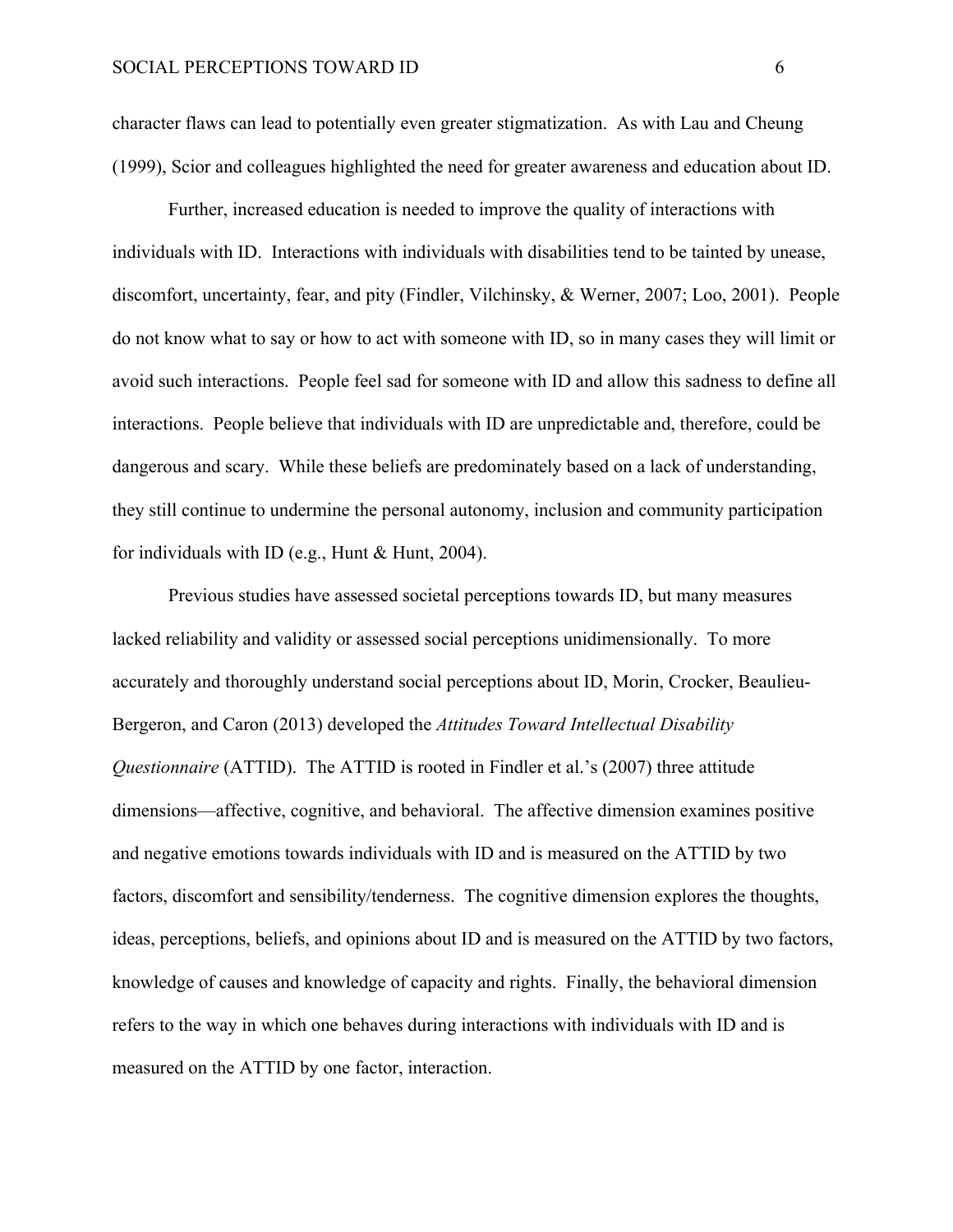character flaws can lead to potentially even greater stigmatization. As with Lau and Cheung (1999), Scior and colleagues highlighted the need for greater awareness and education about ID.

Further, increased education is needed to improve the quality of interactions with individuals with ID. Interactions with individuals with disabilities tend to be tainted by unease, discomfort, uncertainty, fear, and pity (Findler, Vilchinsky, & Werner, 2007; Loo, 2001). People do not know what to say or how to act with someone with ID, so in many cases they will limit or avoid such interactions. People feel sad for someone with ID and allow this sadness to define all interactions. People believe that individuals with ID are unpredictable and, therefore, could be dangerous and scary. While these beliefs are predominately based on a lack of understanding, they still continue to undermine the personal autonomy, inclusion and community participation for individuals with ID (e.g., Hunt & Hunt, 2004).

Previous studies have assessed societal perceptions towards ID, but many measures lacked reliability and validity or assessed social perceptions unidimensionally. To more accurately and thoroughly understand social perceptions about ID, Morin, Crocker, Beaulieu-Bergeron, and Caron (2013) developed the *Attitudes Toward Intellectual Disability Questionnaire* (ATTID). The ATTID is rooted in Findler et al.'s (2007) three attitude dimensions—affective, cognitive, and behavioral. The affective dimension examines positive and negative emotions towards individuals with ID and is measured on the ATTID by two factors, discomfort and sensibility/tenderness. The cognitive dimension explores the thoughts, ideas, perceptions, beliefs, and opinions about ID and is measured on the ATTID by two factors, knowledge of causes and knowledge of capacity and rights. Finally, the behavioral dimension refers to the way in which one behaves during interactions with individuals with ID and is measured on the ATTID by one factor, interaction.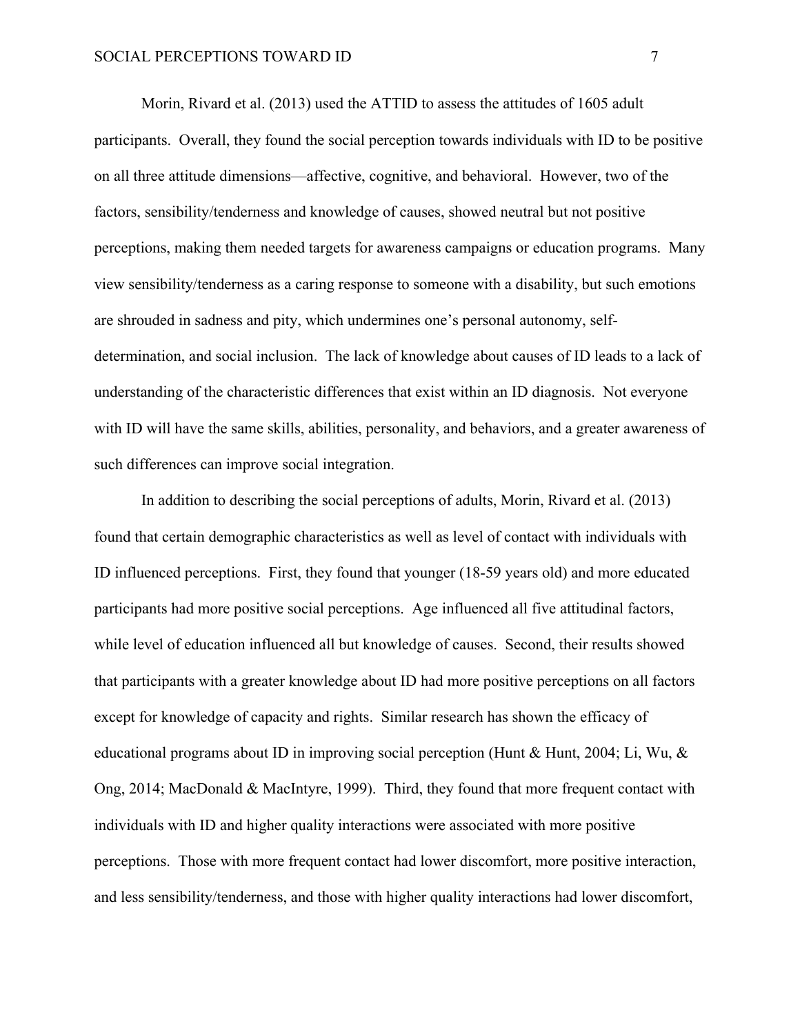Morin, Rivard et al. (2013) used the ATTID to assess the attitudes of 1605 adult participants. Overall, they found the social perception towards individuals with ID to be positive on all three attitude dimensions—affective, cognitive, and behavioral. However, two of the factors, sensibility/tenderness and knowledge of causes, showed neutral but not positive perceptions, making them needed targets for awareness campaigns or education programs. Many view sensibility/tenderness as a caring response to someone with a disability, but such emotions are shrouded in sadness and pity, which undermines one's personal autonomy, self-determination, and social inclusion. The lack of knowledge about causes of ID leads to a lack of understanding of the characteristic differences that exist within an ID diagnosis. Not everyone with ID will have the same skills, abilities, personality, and behaviors, and a greater awareness of such differences can improve social integration.

In addition to describing the social perceptions of adults, Morin, Rivard et al. (2013) found that certain demographic characteristics as well as level of contact with individuals with ID influenced perceptions. First, they found that younger (18-59 years old) and more educated participants had more positive social perceptions. Age influenced all five attitudinal factors, while level of education influenced all but knowledge of causes. Second, their results showed that participants with a greater knowledge about ID had more positive perceptions on all factors except for knowledge of capacity and rights. Similar research has shown the efficacy of educational programs about ID in improving social perception (Hunt & Hunt, 2004; Li, Wu, & Ong, 2014; MacDonald & MacIntyre, 1999). Third, they found that more frequent contact with individuals with ID and higher quality interactions were associated with more positive perceptions. Those with more frequent contact had lower discomfort, more positive interaction, and less sensibility/tenderness, and those with higher quality interactions had lower discomfort,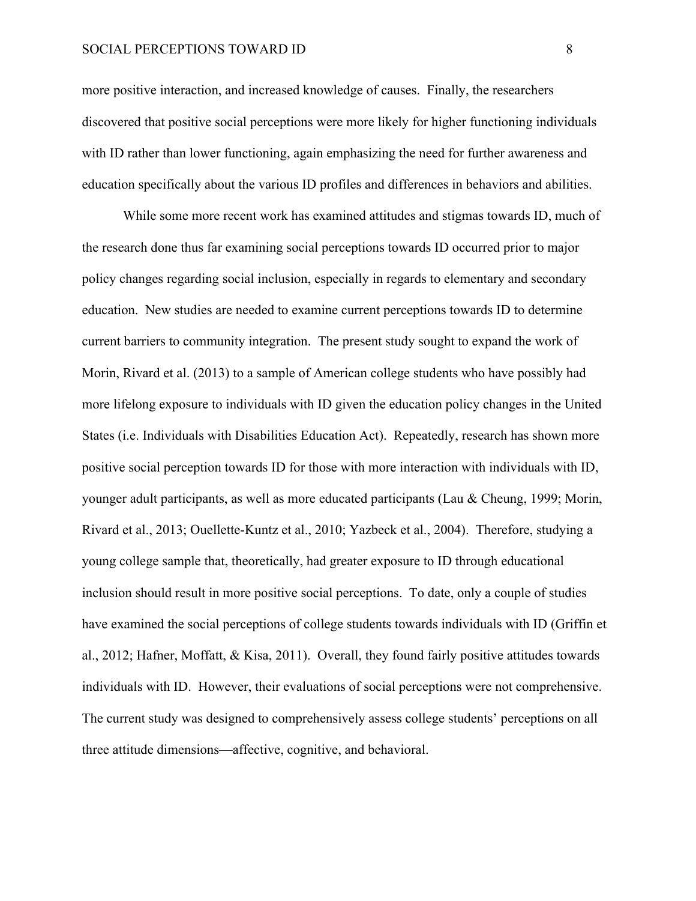more positive interaction, and increased knowledge of causes. Finally, the researchers discovered that positive social perceptions were more likely for higher functioning individuals with ID rather than lower functioning, again emphasizing the need for further awareness and education specifically about the various ID profiles and differences in behaviors and abilities.

While some more recent work has examined attitudes and stigmas towards ID, much of the research done thus far examining social perceptions towards ID occurred prior to major policy changes regarding social inclusion, especially in regards to elementary and secondary education. New studies are needed to examine current perceptions towards ID to determine current barriers to community integration. The present study sought to expand the work of Morin, Rivard et al. (2013) to a sample of American college students who have possibly had more lifelong exposure to individuals with ID given the education policy changes in the United States (i.e. Individuals with Disabilities Education Act). Repeatedly, research has shown more positive social perception towards ID for those with more interaction with individuals with ID, younger adult participants, as well as more educated participants (Lau & Cheung, 1999; Morin, Rivard et al., 2013; Ouellette-Kuntz et al., 2010; Yazbeck et al., 2004). Therefore, studying a young college sample that, theoretically, had greater exposure to ID through educational inclusion should result in more positive social perceptions. To date, only a couple of studies have examined the social perceptions of college students towards individuals with ID (Griffin et al., 2012; Hafner, Moffatt, & Kisa, 2011). Overall, they found fairly positive attitudes towards individuals with ID. However, their evaluations of social perceptions were not comprehensive. The current study was designed to comprehensively assess college students' perceptions on all three attitude dimensions—affective, cognitive, and behavioral.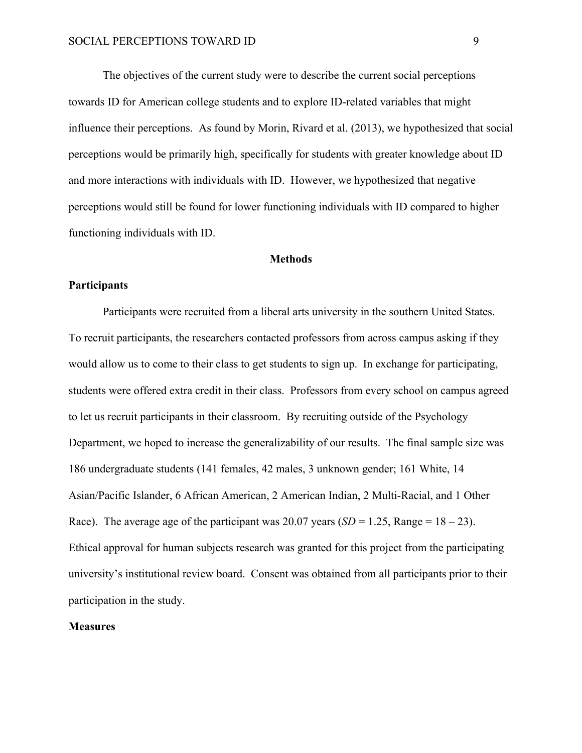The objectives of the current study were to describe the current social perceptions towards ID for American college students and to explore ID-related variables that might influence their perceptions. As found by Morin, Rivard et al. (2013), we hypothesized that social perceptions would be primarily high, specifically for students with greater knowledge about ID and more interactions with individuals with ID. However, we hypothesized that negative perceptions would still be found for lower functioning individuals with ID compared to higher functioning individuals with ID.

## Methods

### Participants

Participants were recruited from a liberal arts university in the southern United States. To recruit participants, the researchers contacted professors from across campus asking if they would allow us to come to their class to get students to sign up. In exchange for participating, students were offered extra credit in their class. Professors from every school on campus agreed to let us recruit participants in their classroom. By recruiting outside of the Psychology Department, we hoped to increase the generalizability of our results. The final sample size was 186 undergraduate students (141 females, 42 males, 3 unknown gender; 161 White, 14 Asian/Pacific Islander, 6 African American, 2 American Indian, 2 Multi-Racial, and 1 Other Race). The average age of the participant was 20.07 years (*SD* = 1.25, Range = 18 – 23). Ethical approval for human subjects research was granted for this project from the participating university's institutional review board. Consent was obtained from all participants prior to their participation in the study.

### Measures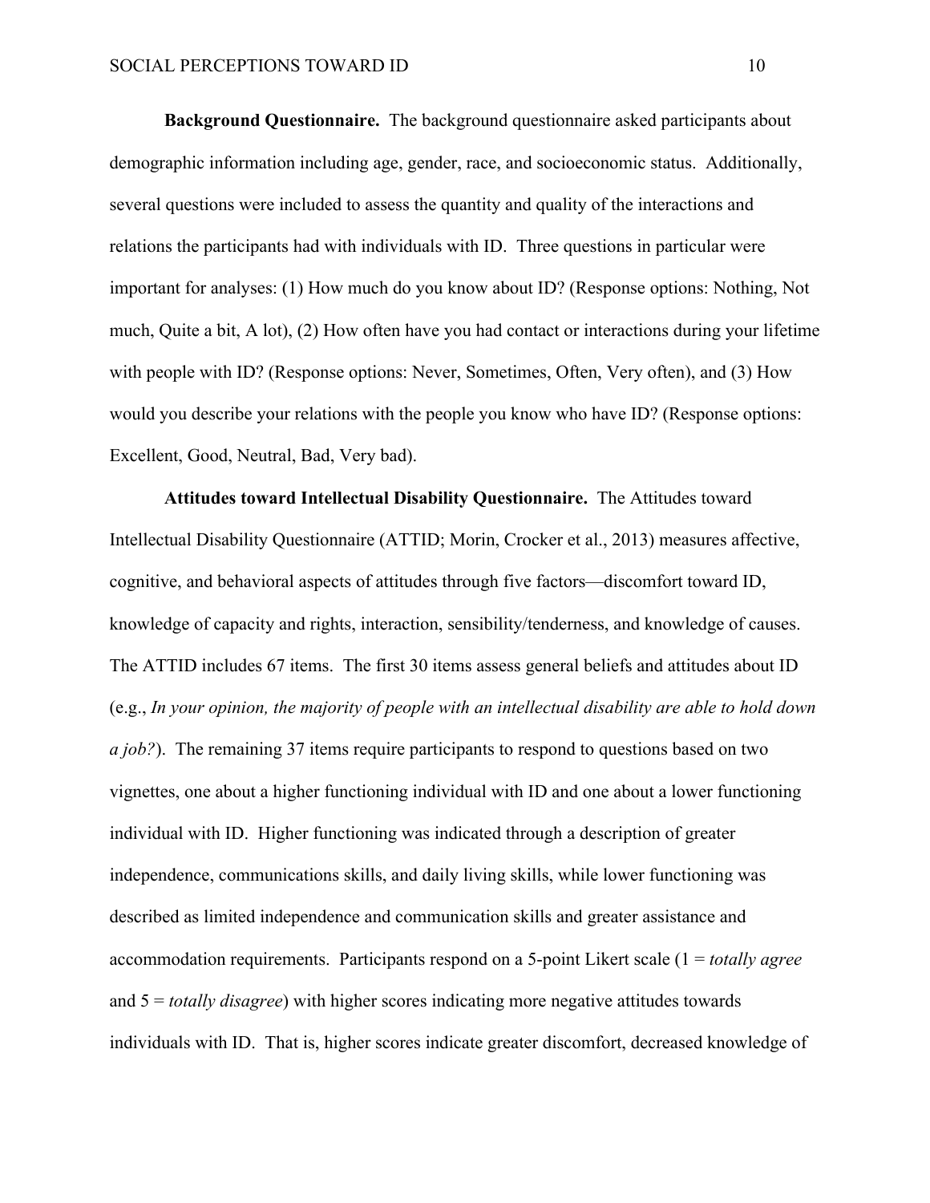**Background Questionnaire.** The background questionnaire asked participants about demographic information including age, gender, race, and socioeconomic status. Additionally, several questions were included to assess the quantity and quality of the interactions and relations the participants had with individuals with ID. Three questions in particular were important for analyses: (1) How much do you know about ID? (Response options: Nothing, Not much, Quite a bit, A lot), (2) How often have you had contact or interactions during your lifetime with people with ID? (Response options: Never, Sometimes, Often, Very often), and (3) How would you describe your relations with the people you know who have ID? (Response options: Excellent, Good, Neutral, Bad, Very bad).

**Attitudes toward Intellectual Disability Questionnaire.** The Attitudes toward Intellectual Disability Questionnaire (ATTID; Morin, Crocker et al., 2013) measures affective, cognitive, and behavioral aspects of attitudes through five factors—discomfort toward ID, knowledge of capacity and rights, interaction, sensibility/tenderness, and knowledge of causes. The ATTID includes 67 items. The first 30 items assess general beliefs and attitudes about ID (e.g., *In your opinion, the majority of people with an intellectual disability are able to hold down a job?*). The remaining 37 items require participants to respond to questions based on two vignettes, one about a higher functioning individual with ID and one about a lower functioning individual with ID. Higher functioning was indicated through a description of greater independence, communications skills, and daily living skills, while lower functioning was described as limited independence and communication skills and greater assistance and accommodation requirements. Participants respond on a 5-point Likert scale (1 = *totally agree* and 5 = *totally disagree*) with higher scores indicating more negative attitudes towards individuals with ID. That is, higher scores indicate greater discomfort, decreased knowledge of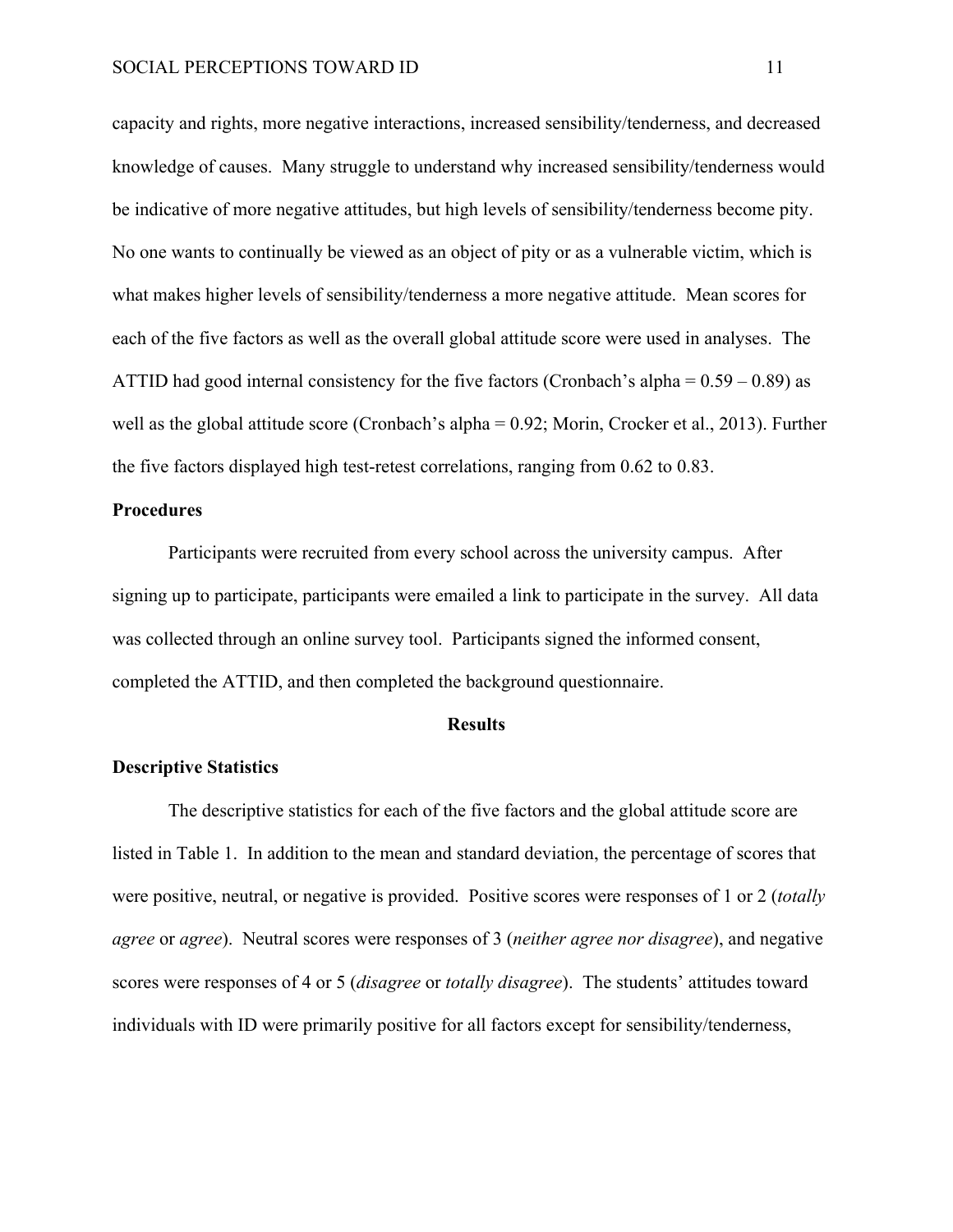capacity and rights, more negative interactions, increased sensibility/tenderness, and decreased knowledge of causes. Many struggle to understand why increased sensibility/tenderness would be indicative of more negative attitudes, but high levels of sensibility/tenderness become pity. No one wants to continually be viewed as an object of pity or as a vulnerable victim, which is what makes higher levels of sensibility/tenderness a more negative attitude. Mean scores for each of the five factors as well as the overall global attitude score were used in analyses. The ATTID had good internal consistency for the five factors (Cronbach's alpha = 0.59 – 0.89) as well as the global attitude score (Cronbach's alpha = 0.92; Morin, Crocker et al., 2013). Further the five factors displayed high test-retest correlations, ranging from 0.62 to 0.83.

### Procedures

Participants were recruited from every school across the university campus. After signing up to participate, participants were emailed a link to participate in the survey. All data was collected through an online survey tool. Participants signed the informed consent, completed the ATTID, and then completed the background questionnaire.

## Results

### Descriptive Statistics

The descriptive statistics for each of the five factors and the global attitude score are listed in Table 1. In addition to the mean and standard deviation, the percentage of scores that were positive, neutral, or negative is provided. Positive scores were responses of 1 or 2 (*totally agree* or *agree*). Neutral scores were responses of 3 (*neither agree nor disagree*), and negative scores were responses of 4 or 5 (*disagree* or *totally disagree*). The students' attitudes toward individuals with ID were primarily positive for all factors except for sensibility/tenderness,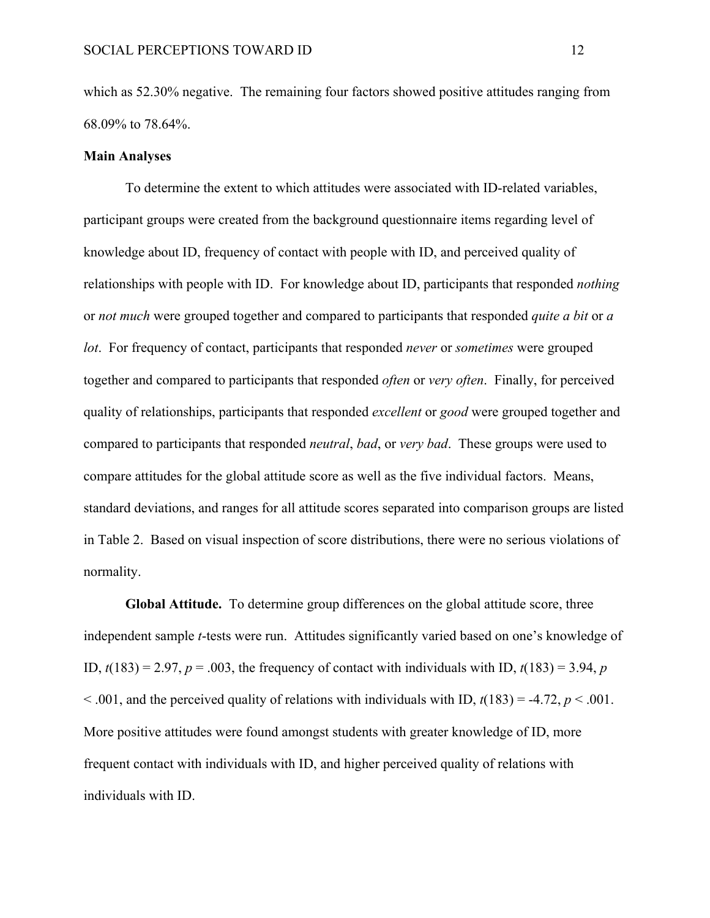which as 52.30% negative. The remaining four factors showed positive attitudes ranging from 68.09% to 78.64%.

**Main Analyses**

To determine the extent to which attitudes were associated with ID-related variables, participant groups were created from the background questionnaire items regarding level of knowledge about ID, frequency of contact with people with ID, and perceived quality of relationships with people with ID. For knowledge about ID, participants that responded *nothing* or *not much* were grouped together and compared to participants that responded *quite a bit* or *a lot*. For frequency of contact, participants that responded *never* or *sometimes* were grouped together and compared to participants that responded *often* or *very often*. Finally, for perceived quality of relationships, participants that responded *excellent* or *good* were grouped together and compared to participants that responded *neutral*, *bad*, or *very bad*. These groups were used to compare attitudes for the global attitude score as well as the five individual factors. Means, standard deviations, and ranges for all attitude scores separated into comparison groups are listed in Table 2. Based on visual inspection of score distributions, there were no serious violations of normality.

**Global Attitude.** To determine group differences on the global attitude score, three independent sample *t*-tests were run. Attitudes significantly varied based on one's knowledge of ID, $t(183) = 2.97$, $p = .003$, the frequency of contact with individuals with ID, $t(183) = 3.94$, $p < .001$, and the perceived quality of relations with individuals with ID, $t(183) = -4.72$, $p < .001$. More positive attitudes were found amongst students with greater knowledge of ID, more frequent contact with individuals with ID, and higher perceived quality of relations with individuals with ID.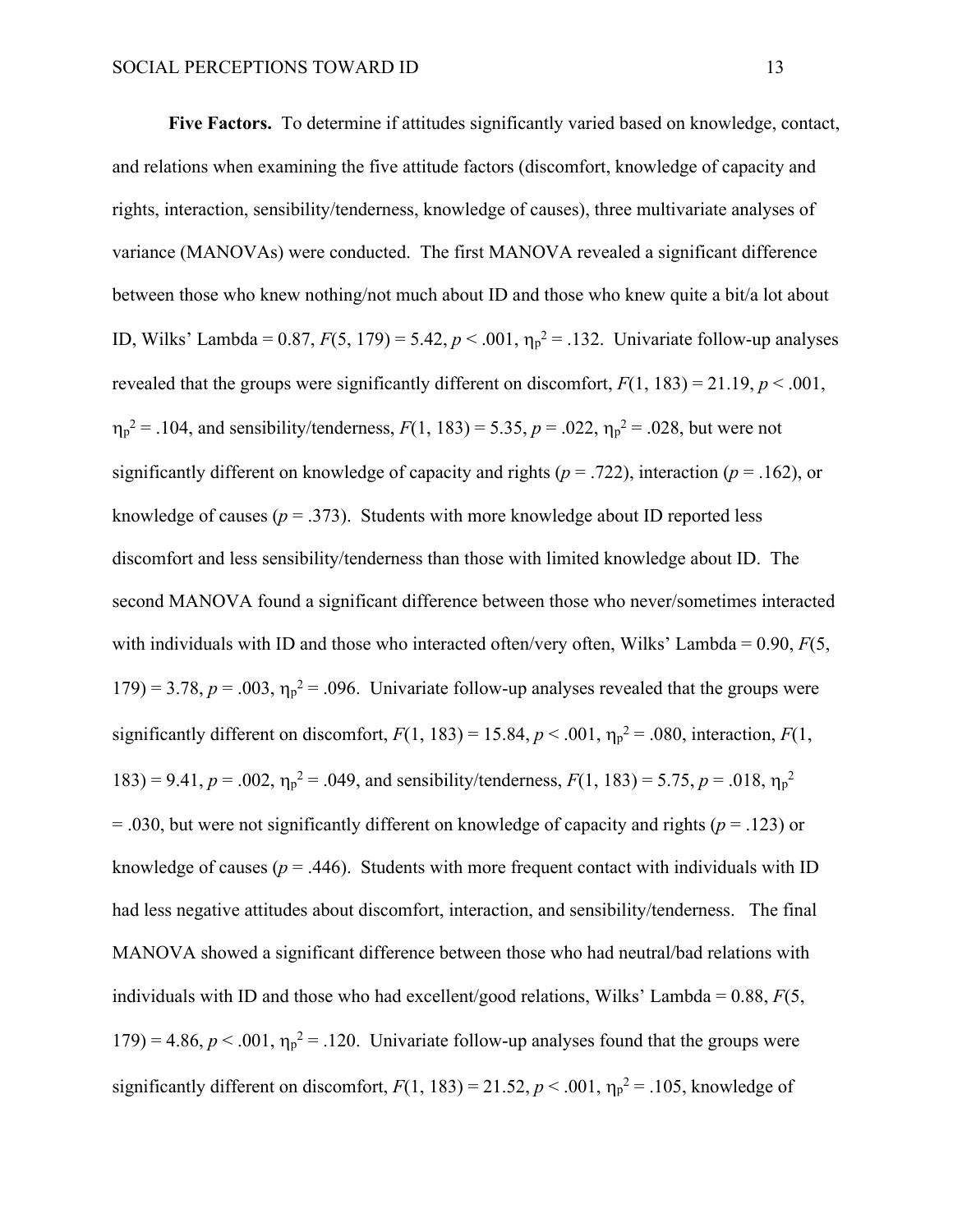**Five Factors.** To determine if attitudes significantly varied based on knowledge, contact, and relations when examining the five attitude factors (discomfort, knowledge of capacity and rights, interaction, sensibility/tenderness, knowledge of causes), three multivariate analyses of variance (MANOVAs) were conducted. The first MANOVA revealed a significant difference between those who knew nothing/not much about ID and those who knew quite a bit/a lot about ID, Wilks' Lambda = 0.87, $F(5, 179) = 5.42$, $p < .001$, $\eta_p^2 = .132$. Univariate follow-up analyses revealed that the groups were significantly different on discomfort, $F(1, 183) = 21.19$, $p < .001$, $\eta_p^2 = .104$, and sensibility/tenderness, $F(1, 183) = 5.35$, $p = .022$, $\eta_p^2 = .028$, but were not significantly different on knowledge of capacity and rights ($p = .722$), interaction ($p = .162$), or knowledge of causes ($p = .373$). Students with more knowledge about ID reported less discomfort and less sensibility/tenderness than those with limited knowledge about ID. The second MANOVA found a significant difference between those who never/sometimes interacted with individuals with ID and those who interacted often/very often, Wilks' Lambda = 0.90, $F(5, 179) = 3.78$, $p = .003$, $\eta_p^2 = .096$. Univariate follow-up analyses revealed that the groups were significantly different on discomfort, $F(1, 183) = 15.84$, $p < .001$, $\eta_p^2 = .080$, interaction, $F(1, 183) = 9.41$, $p = .002$, $\eta_p^2 = .049$, and sensibility/tenderness, $F(1, 183) = 5.75$, $p = .018$, $\eta_p^2 = .030$, but were not significantly different on knowledge of capacity and rights ($p = .123$) or knowledge of causes ($p = .446$). Students with more frequent contact with individuals with ID had less negative attitudes about discomfort, interaction, and sensibility/tenderness. The final MANOVA showed a significant difference between those who had neutral/bad relations with individuals with ID and those who had excellent/good relations, Wilks' Lambda = 0.88, $F(5, 179) = 4.86$, $p < .001$, $\eta_p^2 = .120$. Univariate follow-up analyses found that the groups were significantly different on discomfort, $F(1, 183) = 21.52$, $p < .001$, $\eta_p^2 = .105$, knowledge of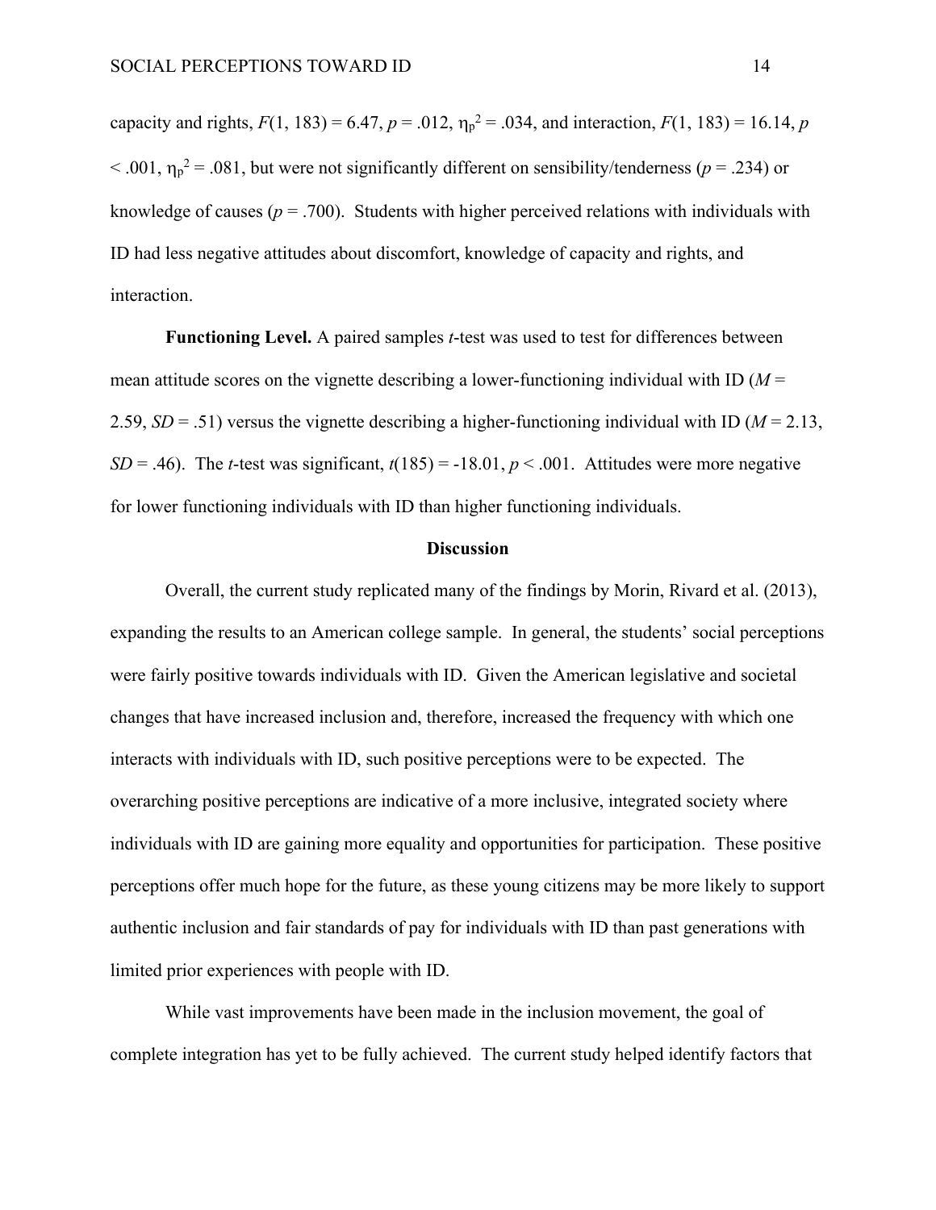capacity and rights, $F(1, 183) = 6.47$, $p = .012$, $\eta_p^2 = .034$, and interaction, $F(1, 183) = 16.14$, $p < .001$, $\eta_p^2 = .081$, but were not significantly different on sensibility/tenderness ($p = .234$) or knowledge of causes ($p = .700$). Students with higher perceived relations with individuals with ID had less negative attitudes about discomfort, knowledge of capacity and rights, and interaction.

**Functioning Level.** A paired samples *t*-test was used to test for differences between mean attitude scores on the vignette describing a lower-functioning individual with ID ($M = 2.59$, $SD = .51$) versus the vignette describing a higher-functioning individual with ID ($M = 2.13$, $SD = .46$). The *t*-test was significant, $t(185) = -18.01$, $p < .001$. Attitudes were more negative for lower functioning individuals with ID than higher functioning individuals.

## Discussion

Overall, the current study replicated many of the findings by Morin, Rivard et al. (2013), expanding the results to an American college sample. In general, the students' social perceptions were fairly positive towards individuals with ID. Given the American legislative and societal changes that have increased inclusion and, therefore, increased the frequency with which one interacts with individuals with ID, such positive perceptions were to be expected. The overarching positive perceptions are indicative of a more inclusive, integrated society where individuals with ID are gaining more equality and opportunities for participation. These positive perceptions offer much hope for the future, as these young citizens may be more likely to support authentic inclusion and fair standards of pay for individuals with ID than past generations with limited prior experiences with people with ID.

While vast improvements have been made in the inclusion movement, the goal of complete integration has yet to be fully achieved. The current study helped identify factors that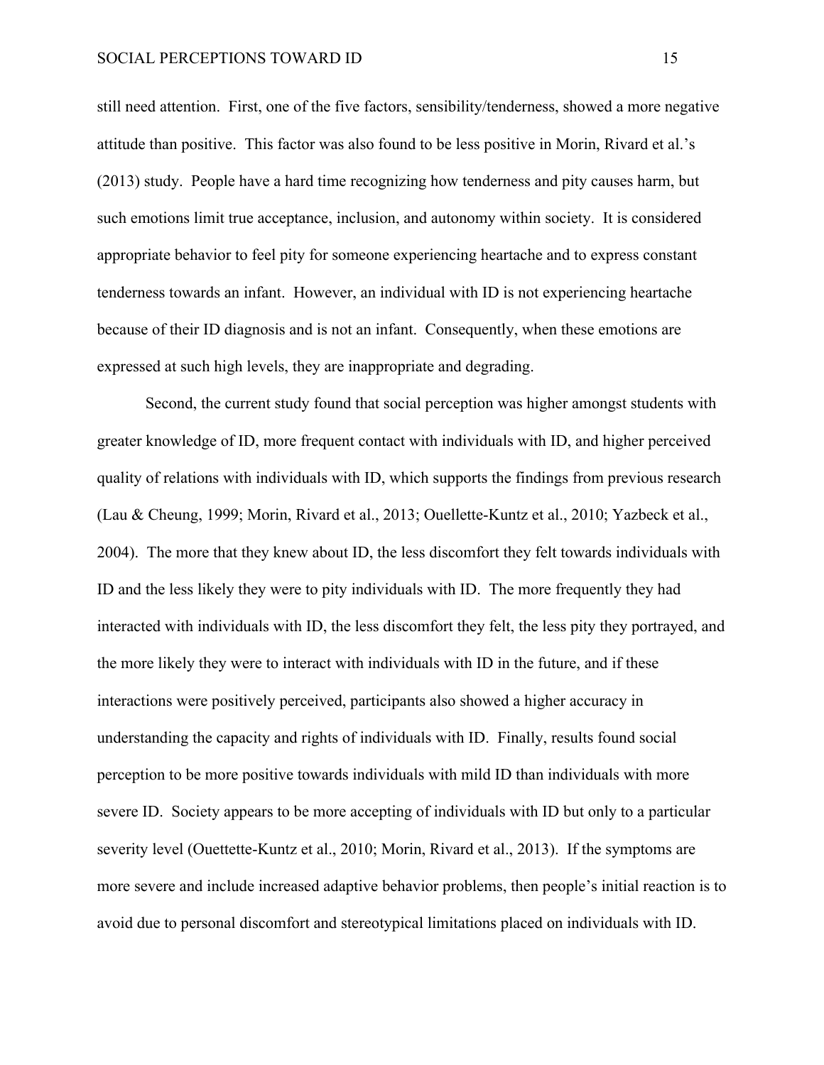still need attention. First, one of the five factors, sensibility/tenderness, showed a more negative attitude than positive. This factor was also found to be less positive in Morin, Rivard et al.'s (2013) study. People have a hard time recognizing how tenderness and pity causes harm, but such emotions limit true acceptance, inclusion, and autonomy within society. It is considered appropriate behavior to feel pity for someone experiencing heartache and to express constant tenderness towards an infant. However, an individual with ID is not experiencing heartache because of their ID diagnosis and is not an infant. Consequently, when these emotions are expressed at such high levels, they are inappropriate and degrading.

Second, the current study found that social perception was higher amongst students with greater knowledge of ID, more frequent contact with individuals with ID, and higher perceived quality of relations with individuals with ID, which supports the findings from previous research (Lau & Cheung, 1999; Morin, Rivard et al., 2013; Ouellette-Kuntz et al., 2010; Yazbeck et al., 2004). The more that they knew about ID, the less discomfort they felt towards individuals with ID and the less likely they were to pity individuals with ID. The more frequently they had interacted with individuals with ID, the less discomfort they felt, the less pity they portrayed, and the more likely they were to interact with individuals with ID in the future, and if these interactions were positively perceived, participants also showed a higher accuracy in understanding the capacity and rights of individuals with ID. Finally, results found social perception to be more positive towards individuals with mild ID than individuals with more severe ID. Society appears to be more accepting of individuals with ID but only to a particular severity level (Ouettette-Kuntz et al., 2010; Morin, Rivard et al., 2013). If the symptoms are more severe and include increased adaptive behavior problems, then people's initial reaction is to avoid due to personal discomfort and stereotypical limitations placed on individuals with ID.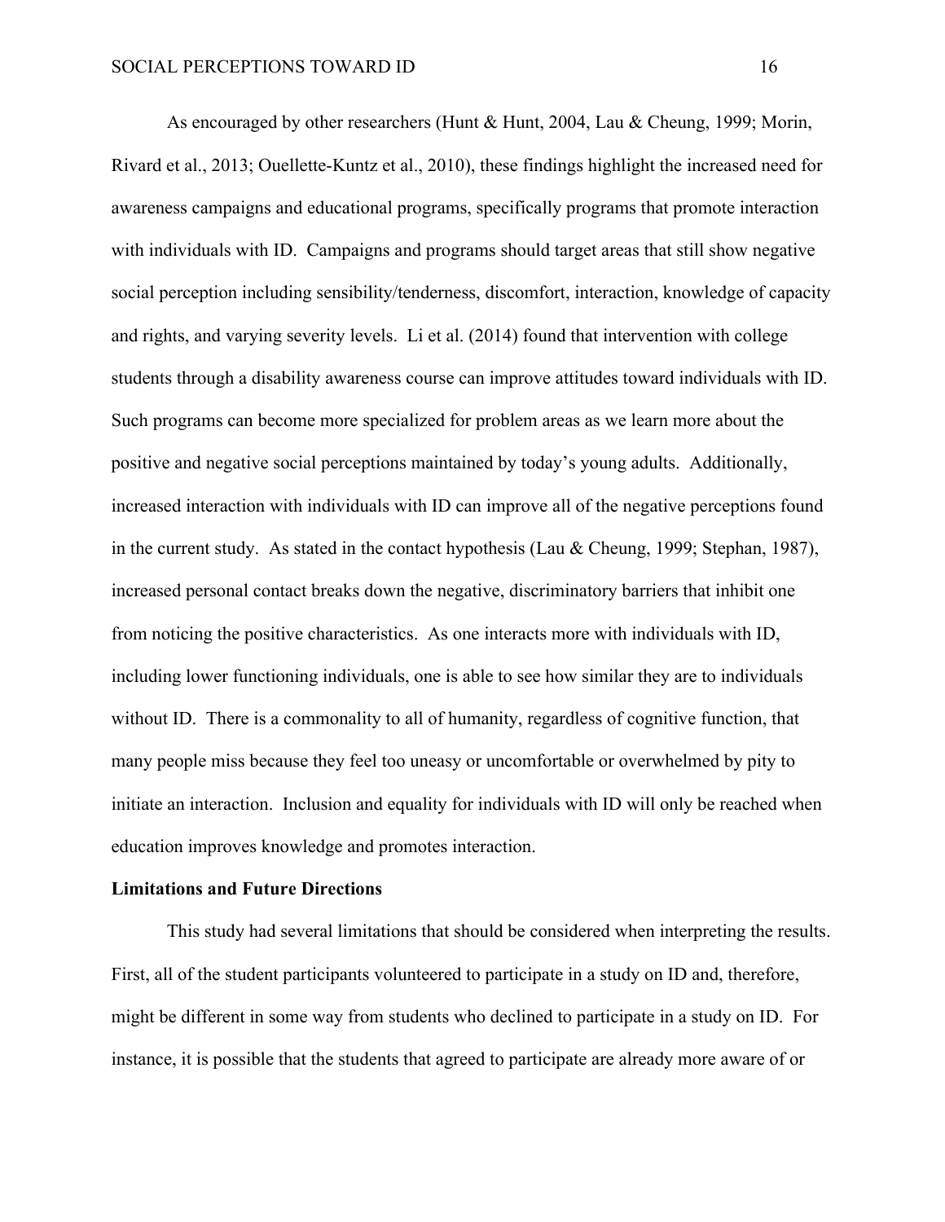As encouraged by other researchers (Hunt & Hunt, 2004, Lau & Cheung, 1999; Morin, Rivard et al., 2013; Ouellette-Kuntz et al., 2010), these findings highlight the increased need for awareness campaigns and educational programs, specifically programs that promote interaction with individuals with ID. Campaigns and programs should target areas that still show negative social perception including sensibility/tenderness, discomfort, interaction, knowledge of capacity and rights, and varying severity levels. Li et al. (2014) found that intervention with college students through a disability awareness course can improve attitudes toward individuals with ID. Such programs can become more specialized for problem areas as we learn more about the positive and negative social perceptions maintained by today's young adults. Additionally, increased interaction with individuals with ID can improve all of the negative perceptions found in the current study. As stated in the contact hypothesis (Lau & Cheung, 1999; Stephan, 1987), increased personal contact breaks down the negative, discriminatory barriers that inhibit one from noticing the positive characteristics. As one interacts more with individuals with ID, including lower functioning individuals, one is able to see how similar they are to individuals without ID. There is a commonality to all of humanity, regardless of cognitive function, that many people miss because they feel too uneasy or uncomfortable or overwhelmed by pity to initiate an interaction. Inclusion and equality for individuals with ID will only be reached when education improves knowledge and promotes interaction.

**Limitations and Future Directions**

This study had several limitations that should be considered when interpreting the results. First, all of the student participants volunteered to participate in a study on ID and, therefore, might be different in some way from students who declined to participate in a study on ID. For instance, it is possible that the students that agreed to participate are already more aware of or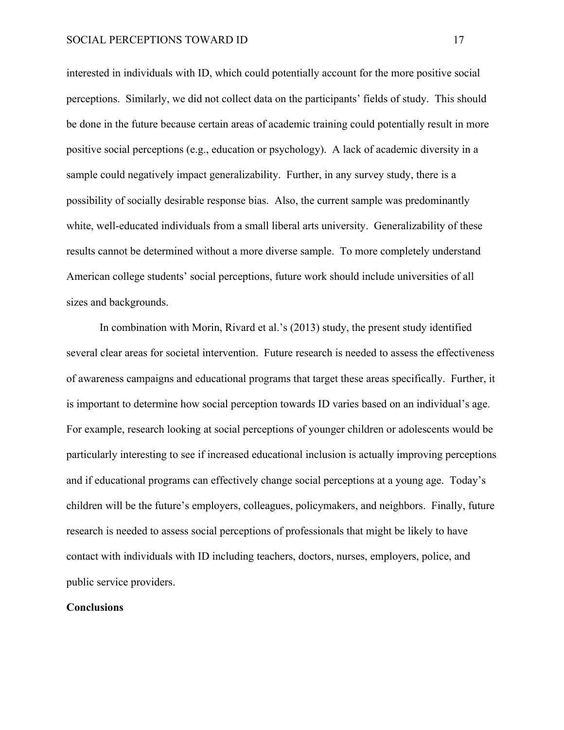interested in individuals with ID, which could potentially account for the more positive social perceptions. Similarly, we did not collect data on the participants' fields of study. This should be done in the future because certain areas of academic training could potentially result in more positive social perceptions (e.g., education or psychology). A lack of academic diversity in a sample could negatively impact generalizability. Further, in any survey study, there is a possibility of socially desirable response bias. Also, the current sample was predominantly white, well-educated individuals from a small liberal arts university. Generalizability of these results cannot be determined without a more diverse sample. To more completely understand American college students' social perceptions, future work should include universities of all sizes and backgrounds.

In combination with Morin, Rivard et al.'s (2013) study, the present study identified several clear areas for societal intervention. Future research is needed to assess the effectiveness of awareness campaigns and educational programs that target these areas specifically. Further, it is important to determine how social perception towards ID varies based on an individual's age. For example, research looking at social perceptions of younger children or adolescents would be particularly interesting to see if increased educational inclusion is actually improving perceptions and if educational programs can effectively change social perceptions at a young age. Today's children will be the future's employers, colleagues, policymakers, and neighbors. Finally, future research is needed to assess social perceptions of professionals that might be likely to have contact with individuals with ID including teachers, doctors, nurses, employers, police, and public service providers.

**Conclusions**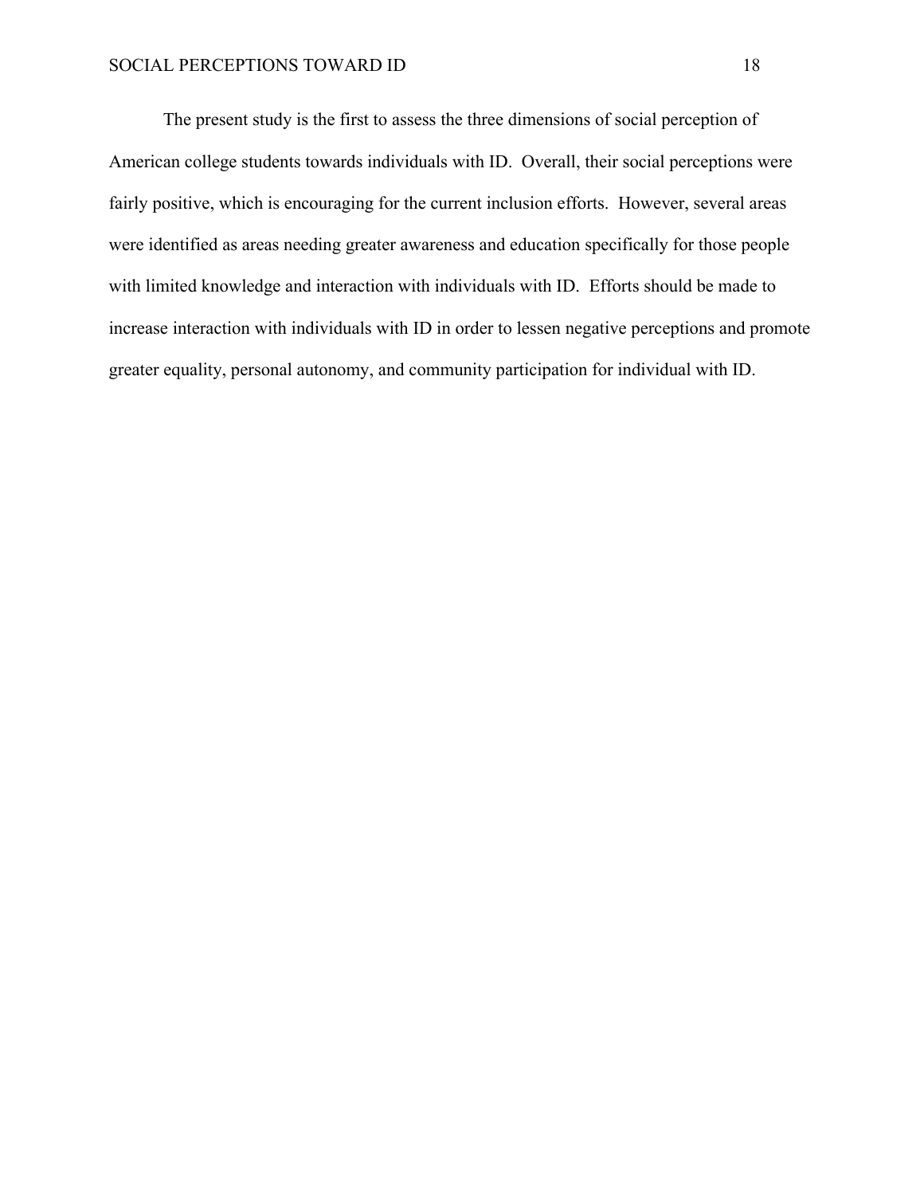The present study is the first to assess the three dimensions of social perception of American college students towards individuals with ID. Overall, their social perceptions were fairly positive, which is encouraging for the current inclusion efforts. However, several areas were identified as areas needing greater awareness and education specifically for those people with limited knowledge and interaction with individuals with ID. Efforts should be made to increase interaction with individuals with ID in order to lessen negative perceptions and promote greater equality, personal autonomy, and community participation for individual with ID.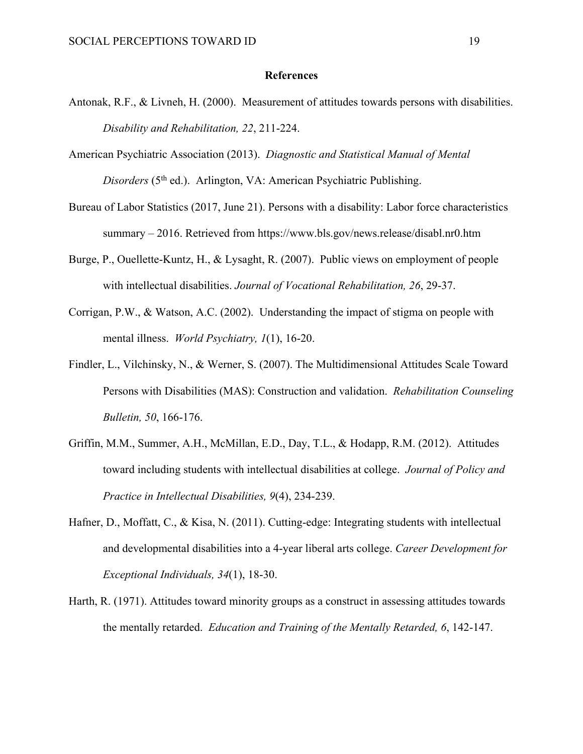# References

Antonak, R.F., & Livneh, H. (2000). Measurement of attitudes towards persons with disabilities. *Disability and Rehabilitation, 22*, 211-224.

American Psychiatric Association (2013). *Diagnostic and Statistical Manual of Mental Disorders* (5th ed.). Arlington, VA: American Psychiatric Publishing.

Bureau of Labor Statistics (2017, June 21). Persons with a disability: Labor force characteristics summary – 2016. Retrieved from https://www.bls.gov/news.release/disabl.nr0.htm

Burge, P., Ouellette-Kuntz, H., & Lysaght, R. (2007). Public views on employment of people with intellectual disabilities. *Journal of Vocational Rehabilitation, 26*, 29-37.

Corrigan, P.W., & Watson, A.C. (2002). Understanding the impact of stigma on people with mental illness. *World Psychiatry, 1*(1), 16-20.

Findler, L., Vilchinsky, N., & Werner, S. (2007). The Multidimensional Attitudes Scale Toward Persons with Disabilities (MAS): Construction and validation. *Rehabilitation Counseling Bulletin, 50*, 166-176.

Griffin, M.M., Summer, A.H., McMillan, E.D., Day, T.L., & Hodapp, R.M. (2012). Attitudes toward including students with intellectual disabilities at college. *Journal of Policy and Practice in Intellectual Disabilities, 9*(4), 234-239.

Hafner, D., Moffatt, C., & Kisa, N. (2011). Cutting-edge: Integrating students with intellectual and developmental disabilities into a 4-year liberal arts college. *Career Development for Exceptional Individuals, 34*(1), 18-30.

Harth, R. (1971). Attitudes toward minority groups as a construct in assessing attitudes towards the mentally retarded. *Education and Training of the Mentally Retarded, 6*, 142-147.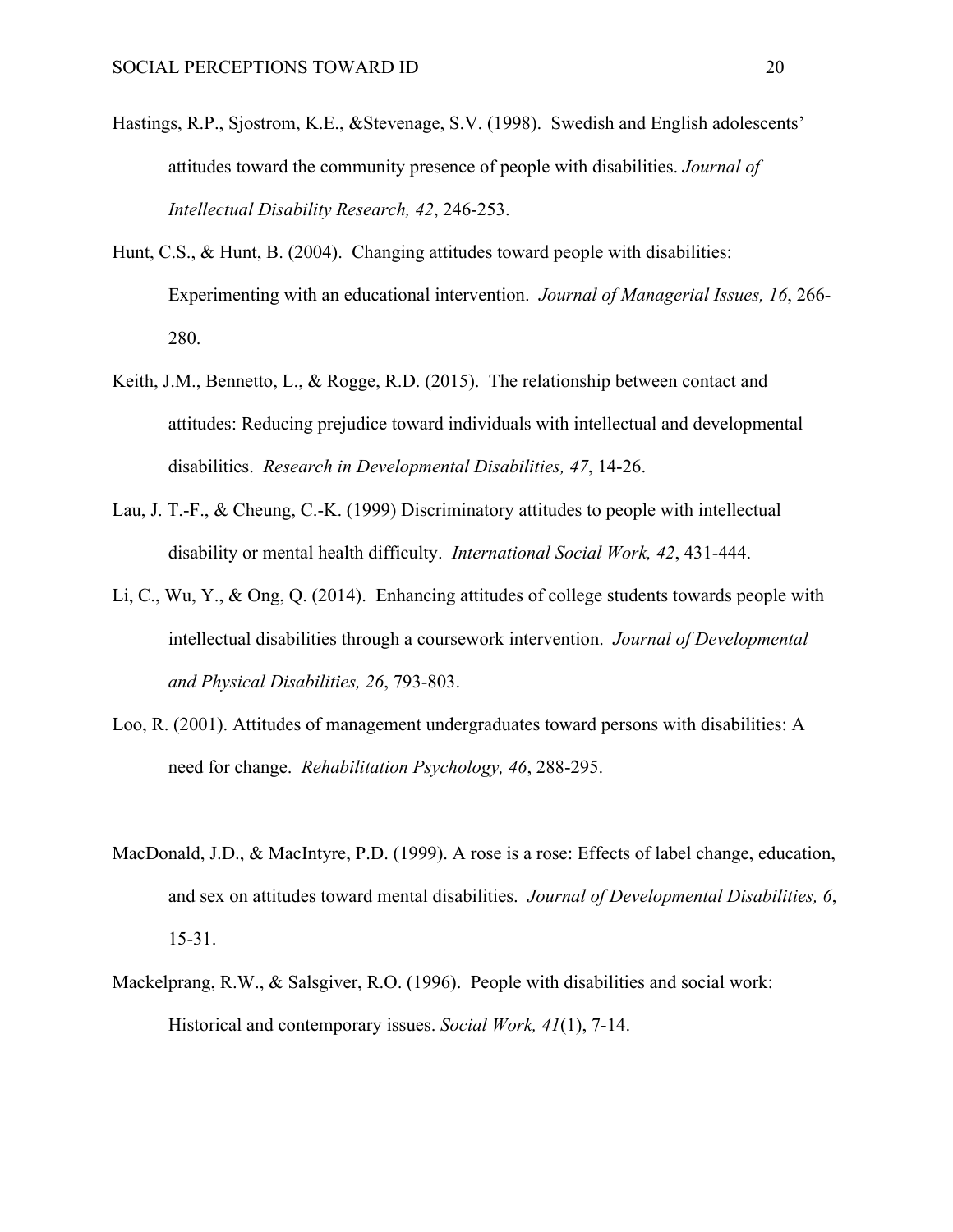Hastings, R.P., Sjostrom, K.E., &Stevenage, S.V. (1998). Swedish and English adolescents' attitudes toward the community presence of people with disabilities. *Journal of Intellectual Disability Research, 42*, 246-253.

Hunt, C.S., & Hunt, B. (2004). Changing attitudes toward people with disabilities: Experimenting with an educational intervention. *Journal of Managerial Issues, 16*, 266-280.

Keith, J.M., Bennetto, L., & Rogge, R.D. (2015). The relationship between contact and attitudes: Reducing prejudice toward individuals with intellectual and developmental disabilities. *Research in Developmental Disabilities, 47*, 14-26.

Lau, J. T.-F., & Cheung, C.-K. (1999) Discriminatory attitudes to people with intellectual disability or mental health difficulty. *International Social Work, 42*, 431-444.

Li, C., Wu, Y., & Ong, Q. (2014). Enhancing attitudes of college students towards people with intellectual disabilities through a coursework intervention. *Journal of Developmental and Physical Disabilities, 26*, 793-803.

Loo, R. (2001). Attitudes of management undergraduates toward persons with disabilities: A need for change. *Rehabilitation Psychology, 46*, 288-295.

MacDonald, J.D., & MacIntyre, P.D. (1999). A rose is a rose: Effects of label change, education, and sex on attitudes toward mental disabilities. *Journal of Developmental Disabilities, 6*, 15-31.

Mackelprang, R.W., & Salsgiver, R.O. (1996). People with disabilities and social work: Historical and contemporary issues. *Social Work, 41*(1), 7-14.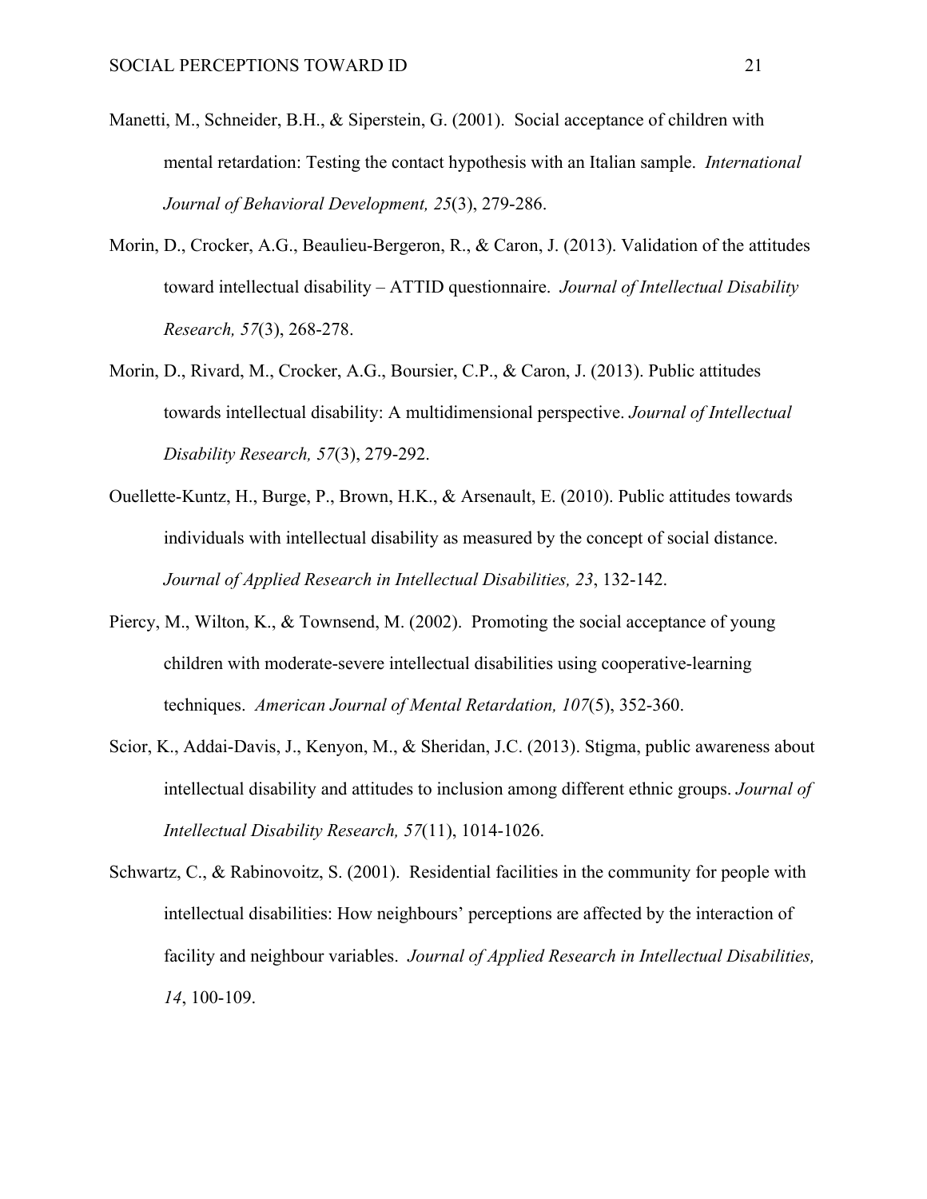Manetti, M., Schneider, B.H., & Siperstein, G. (2001). Social acceptance of children with mental retardation: Testing the contact hypothesis with an Italian sample. *International Journal of Behavioral Development, 25*(3), 279-286.

Morin, D., Crocker, A.G., Beaulieu-Bergeron, R., & Caron, J. (2013). Validation of the attitudes toward intellectual disability – ATTID questionnaire. *Journal of Intellectual Disability Research, 57*(3), 268-278.

Morin, D., Rivard, M., Crocker, A.G., Boursier, C.P., & Caron, J. (2013). Public attitudes towards intellectual disability: A multidimensional perspective. *Journal of Intellectual Disability Research, 57*(3), 279-292.

Ouellette-Kuntz, H., Burge, P., Brown, H.K., & Arsenault, E. (2010). Public attitudes towards individuals with intellectual disability as measured by the concept of social distance. *Journal of Applied Research in Intellectual Disabilities, 23*, 132-142.

Piercy, M., Wilton, K., & Townsend, M. (2002). Promoting the social acceptance of young children with moderate-severe intellectual disabilities using cooperative-learning techniques. *American Journal of Mental Retardation, 107*(5), 352-360.

Scior, K., Addai-Davis, J., Kenyon, M., & Sheridan, J.C. (2013). Stigma, public awareness about intellectual disability and attitudes to inclusion among different ethnic groups. *Journal of Intellectual Disability Research, 57*(11), 1014-1026.

Schwartz, C., & Rabinovoitz, S. (2001). Residential facilities in the community for people with intellectual disabilities: How neighbours' perceptions are affected by the interaction of facility and neighbour variables. *Journal of Applied Research in Intellectual Disabilities, 14*, 100-109.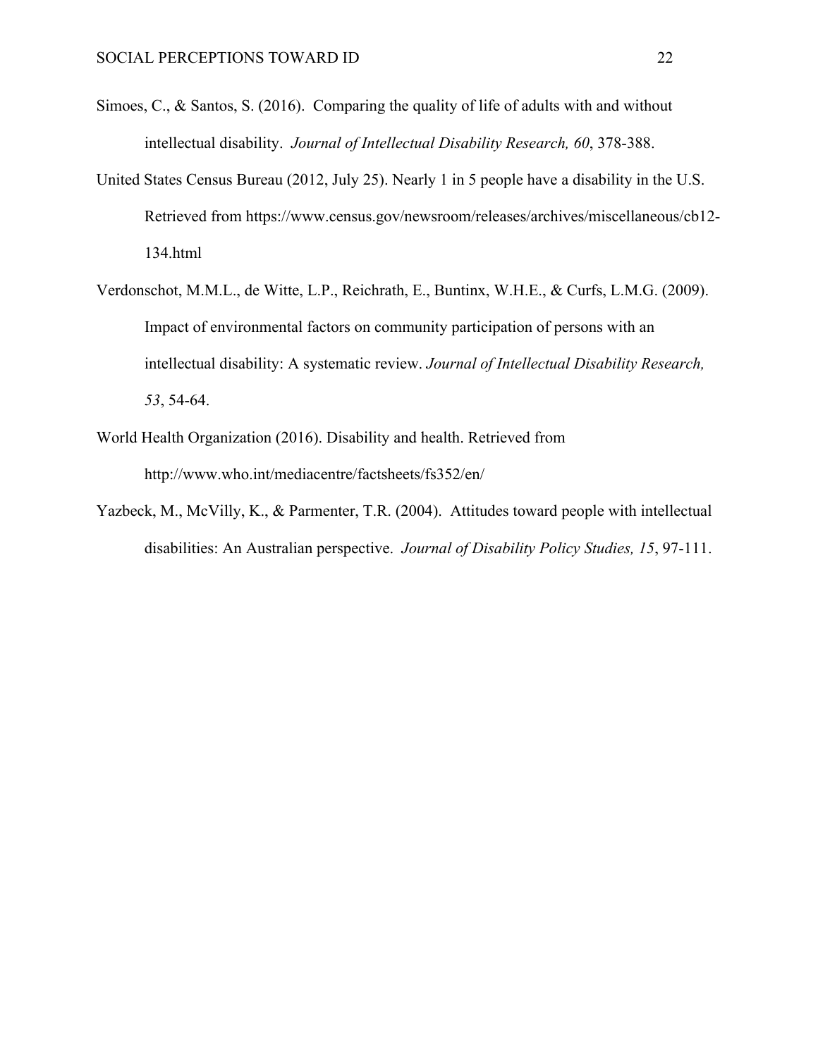Simoes, C., & Santos, S. (2016). Comparing the quality of life of adults with and without intellectual disability. *Journal of Intellectual Disability Research, 60*, 378-388.

United States Census Bureau (2012, July 25). Nearly 1 in 5 people have a disability in the U.S. Retrieved from https://www.census.gov/newsroom/releases/archives/miscellaneous/cb12-134.html

Verdonschot, M.M.L., de Witte, L.P., Reichrath, E., Buntinx, W.H.E., & Curfs, L.M.G. (2009). Impact of environmental factors on community participation of persons with an intellectual disability: A systematic review. *Journal of Intellectual Disability Research, 53*, 54-64.

World Health Organization (2016). Disability and health. Retrieved from http://www.who.int/mediacentre/factsheets/fs352/en/

Yazbeck, M., McVilly, K., & Parmenter, T.R. (2004). Attitudes toward people with intellectual disabilities: An Australian perspective. *Journal of Disability Policy Studies, 15*, 97-111.